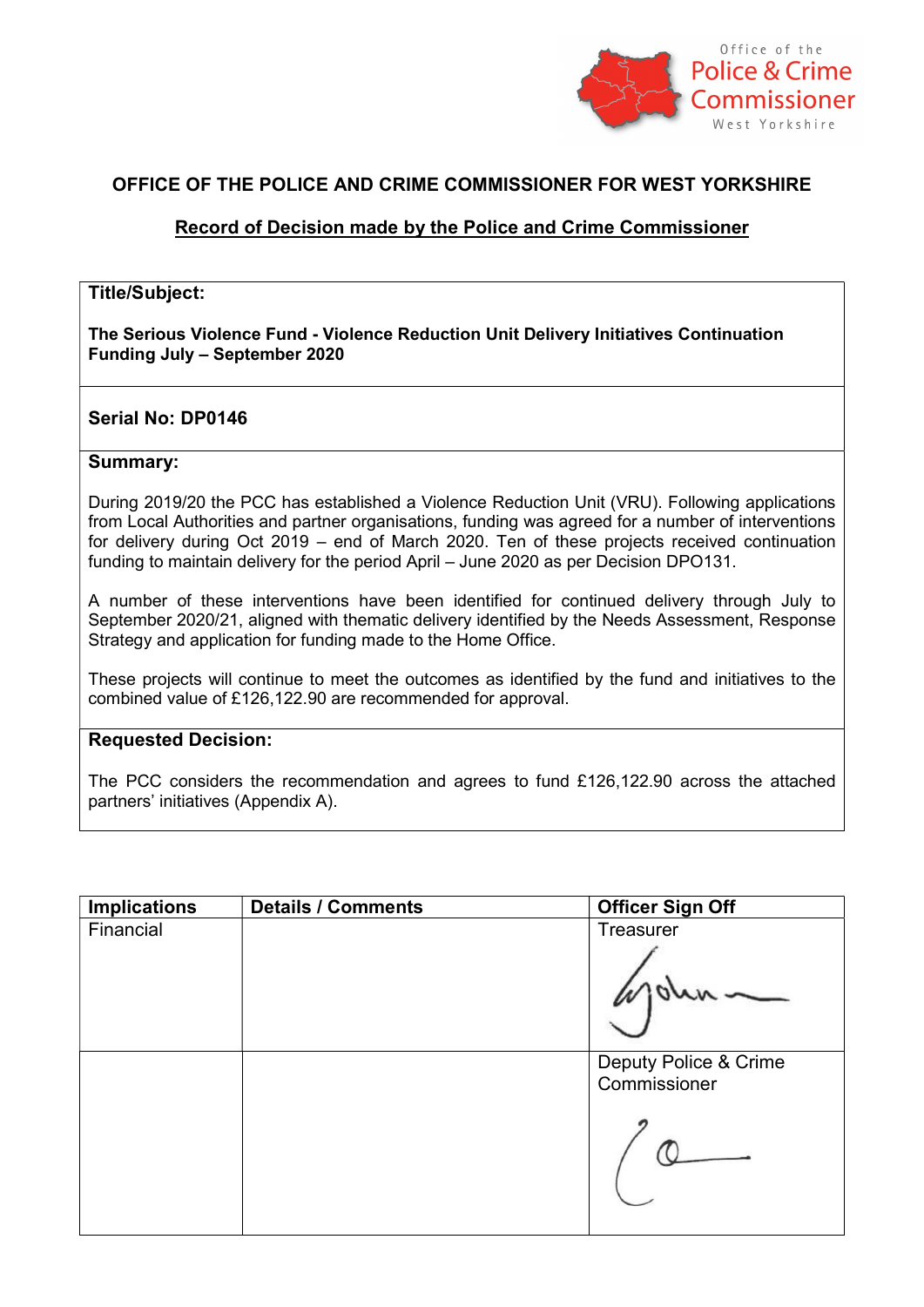Office of the
Police & Crime
Commissioner
West Yorkshire

# OFFICE OF THE POLICE AND CRIME COMMISSIONER FOR WEST YORKSHIRE

## Record of Decision made by the Police and Crime Commissioner

**Title/Subject:**

**The Serious Violence Fund - Violence Reduction Unit Delivery Initiatives Continuation Funding July – September 2020**

**Serial No: DP0146**

**Summary:**

During 2019/20 the PCC has established a Violence Reduction Unit (VRU). Following applications from Local Authorities and partner organisations, funding was agreed for a number of interventions for delivery during Oct 2019 – end of March 2020. Ten of these projects received continuation funding to maintain delivery for the period April – June 2020 as per Decision DPO131.

A number of these interventions have been identified for continued delivery through July to September 2020/21, aligned with thematic delivery identified by the Needs Assessment, Response Strategy and application for funding made to the Home Office.

These projects will continue to meet the outcomes as identified by the fund and initiatives to the combined value of £126,122.90 are recommended for approval.

**Requested Decision:**

The PCC considers the recommendation and agrees to fund £126,122.90 across the attached partners' initiatives (Appendix A).

| Implications | Details / Comments | Officer Sign Off |
| --- | --- | --- |
| Financial | | Treasurer |
| | | Deputy Police & Crime Commissioner |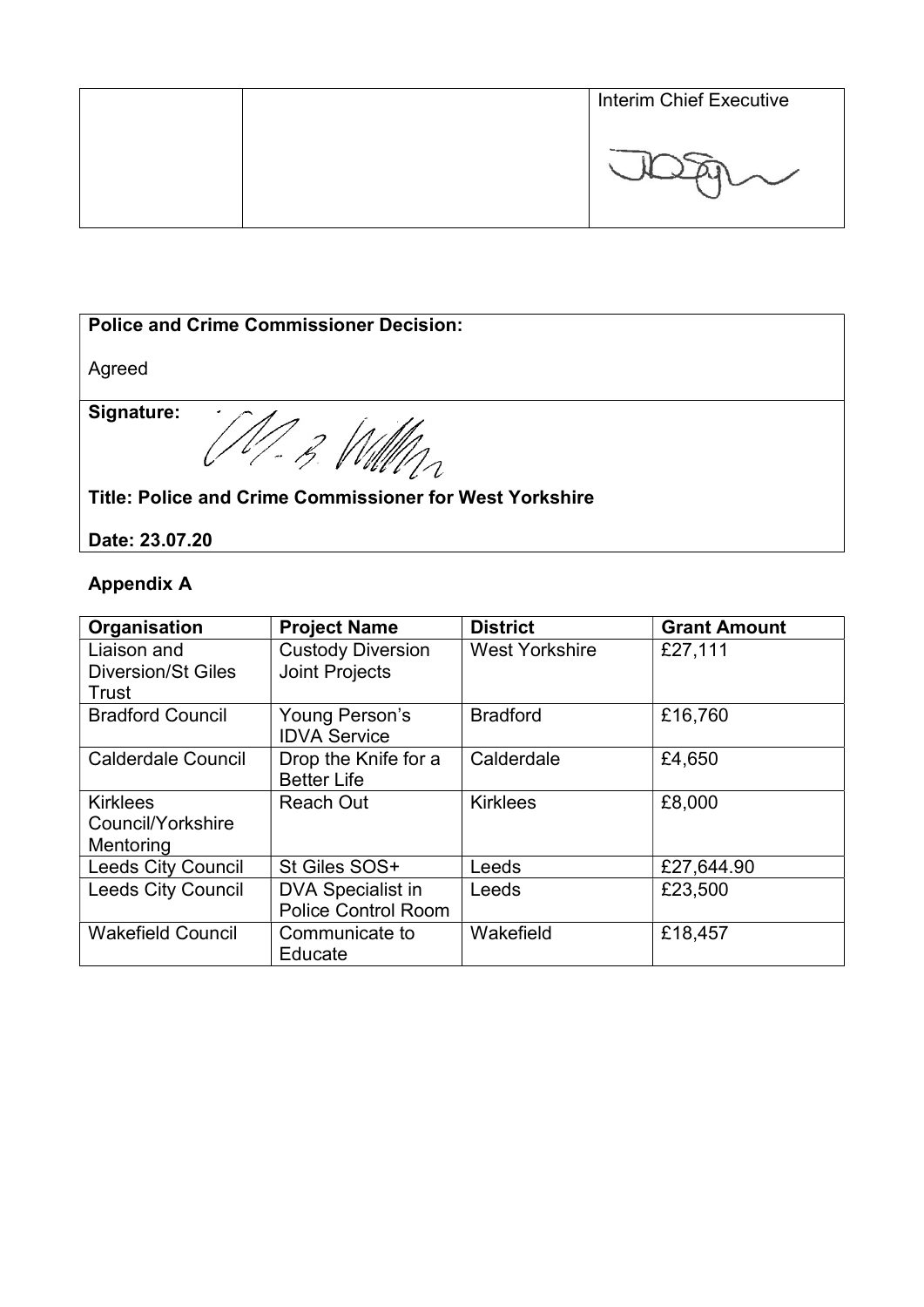| | | |
|---|---|---|
| | | Interim Chief Executive |

**Police and Crime Commissioner Decision:**

Agreed

**Signature:**

**Title: Police and Crime Commissioner for West Yorkshire**

**Date: 23.07.20**

## Appendix A

| Organisation | Project Name | District | Grant Amount |
|---|---|---|---|
| Liaison and Diversion/St Giles Trust | Custody Diversion Joint Projects | West Yorkshire | £27,111 |
| Bradford Council | Young Person's IDVA Service | Bradford | £16,760 |
| Calderdale Council | Drop the Knife for a Better Life | Calderdale | £4,650 |
| Kirklees Council/Yorkshire Mentoring | Reach Out | Kirklees | £8,000 |
| Leeds City Council | St Giles SOS+ | Leeds | £27,644.90 |
| Leeds City Council | DVA Specialist in Police Control Room | Leeds | £23,500 |
| Wakefield Council | Communicate to Educate | Wakefield | £18,457 |